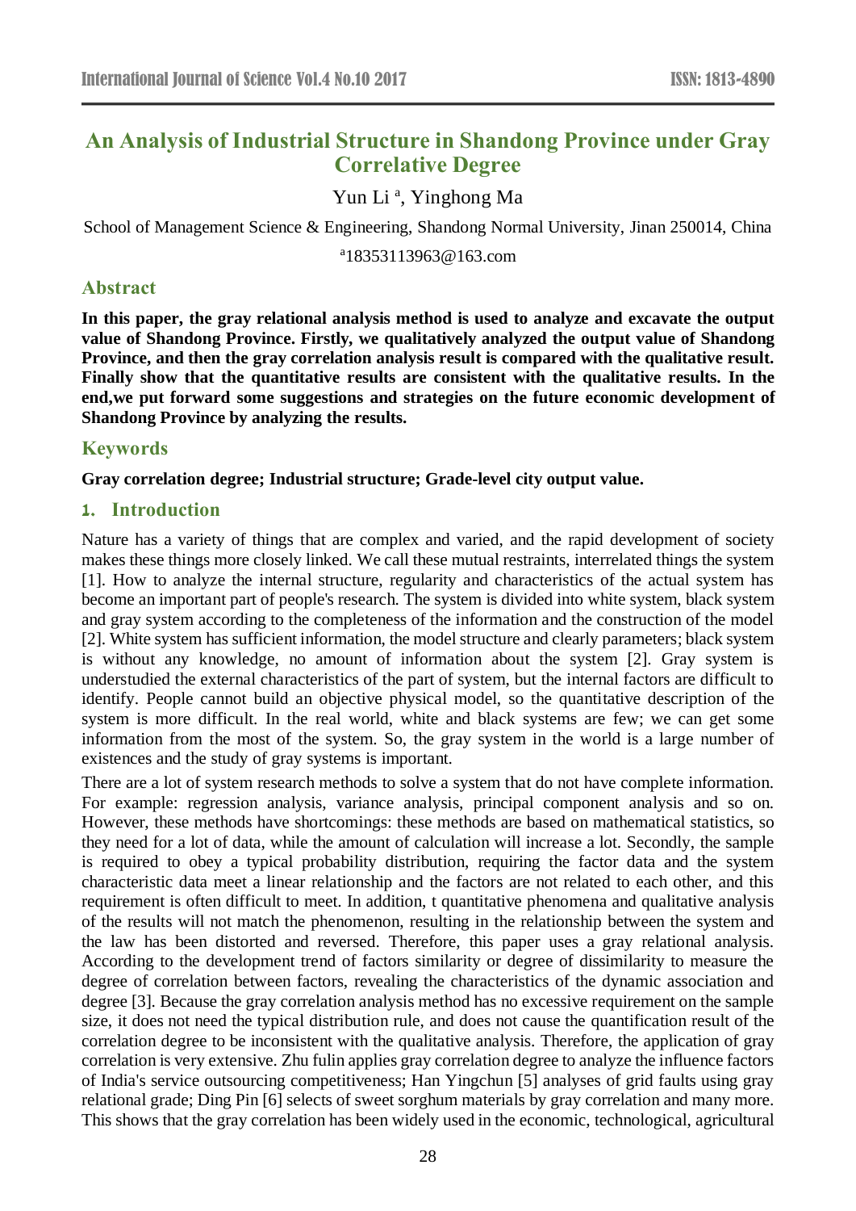# An Analysis of Industrial Structure in Shandong Province under Gray Correlative Degree

Yun Li [a], Yinghong Ma

School of Management Science & Engineering, Shandong Normal University, Jinan 250014, China

[a]18353113963@163.com

## Abstract

**In this paper, the gray relational analysis method is used to analyze and excavate the output value of Shandong Province. Firstly, we qualitatively analyzed the output value of Shandong Province, and then the gray correlation analysis result is compared with the qualitative result. Finally show that the quantitative results are consistent with the qualitative results. In the end,we put forward some suggestions and strategies on the future economic development of Shandong Province by analyzing the results.**

## Keywords

**Gray correlation degree; Industrial structure; Grade-level city output value.**

## 1. Introduction

Nature has a variety of things that are complex and varied, and the rapid development of society makes these things more closely linked. We call these mutual restraints, interrelated things the system [1]. How to analyze the internal structure, regularity and characteristics of the actual system has become an important part of people's research. The system is divided into white system, black system and gray system according to the completeness of the information and the construction of the model [2]. White system has sufficient information, the model structure and clearly parameters; black system is without any knowledge, no amount of information about the system [2]. Gray system is understudied the external characteristics of the part of system, but the internal factors are difficult to identify. People cannot build an objective physical model, so the quantitative description of the system is more difficult. In the real world, white and black systems are few; we can get some information from the most of the system. So, the gray system in the world is a large number of existences and the study of gray systems is important.

There are a lot of system research methods to solve a system that do not have complete information. For example: regression analysis, variance analysis, principal component analysis and so on. However, these methods have shortcomings: these methods are based on mathematical statistics, so they need for a lot of data, while the amount of calculation will increase a lot. Secondly, the sample is required to obey a typical probability distribution, requiring the factor data and the system characteristic data meet a linear relationship and the factors are not related to each other, and this requirement is often difficult to meet. In addition, t quantitative phenomena and qualitative analysis of the results will not match the phenomenon, resulting in the relationship between the system and the law has been distorted and reversed. Therefore, this paper uses a gray relational analysis. According to the development trend of factors similarity or degree of dissimilarity to measure the degree of correlation between factors, revealing the characteristics of the dynamic association and degree [3]. Because the gray correlation analysis method has no excessive requirement on the sample size, it does not need the typical distribution rule, and does not cause the quantification result of the correlation degree to be inconsistent with the qualitative analysis. Therefore, the application of gray correlation is very extensive. Zhu fulin applies gray correlation degree to analyze the influence factors of India's service outsourcing competitiveness; Han Yingchun [5] analyses of grid faults using gray relational grade; Ding Pin [6] selects of sweet sorghum materials by gray correlation and many more. This shows that the gray correlation has been widely used in the economic, technological, agricultural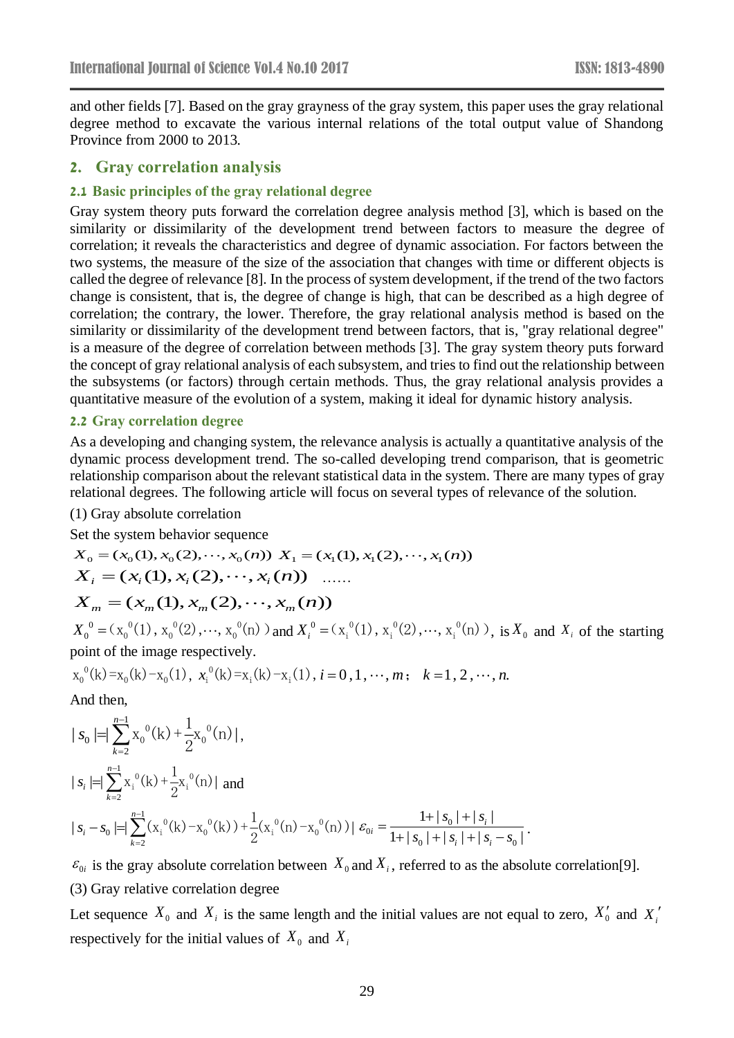and other fields [7]. Based on the gray grayness of the gray system, this paper uses the gray relational degree method to excavate the various internal relations of the total output value of Shandong Province from 2000 to 2013.

## 2. Gray correlation analysis

### 2.1 Basic principles of the gray relational degree

Gray system theory puts forward the correlation degree analysis method [3], which is based on the similarity or dissimilarity of the development trend between factors to measure the degree of correlation; it reveals the characteristics and degree of dynamic association. For factors between the two systems, the measure of the size of the association that changes with time or different objects is called the degree of relevance [8]. In the process of system development, if the trend of the two factors change is consistent, that is, the degree of change is high, that can be described as a high degree of correlation; the contrary, the lower. Therefore, the gray relational analysis method is based on the similarity or dissimilarity of the development trend between factors, that is, "gray relational degree" is a measure of the degree of correlation between methods [3]. The gray system theory puts forward the concept of gray relational analysis of each subsystem, and tries to find out the relationship between the subsystems (or factors) through certain methods. Thus, the gray relational analysis provides a quantitative measure of the evolution of a system, making it ideal for dynamic history analysis.

### 2.2 Gray correlation degree

As a developing and changing system, the relevance analysis is actually a quantitative analysis of the dynamic process development trend. The so-called developing trend comparison, that is geometric relationship comparison about the relevant statistical data in the system. There are many types of gray relational degrees. The following article will focus on several types of relevance of the solution.

(1) Gray absolute correlation

Set the system behavior sequence

$$X_0 = (x_0(1), x_0(2), \cdots, x_0(n)) \quad X_1 = (x_1(1), x_1(2), \cdots, x_1(n))$$

$$X_i = (x_i(1), x_i(2), \cdots, x_i(n)) \quad \ldots\ldots$$

$$X_m = (x_m(1), x_m(2), \cdots, x_m(n))$$

$X_0^0 = (x_0^0(1), x_0^0(2), \cdots, x_0^0(n))$ and $X_i^0 = (x_i^0(1), x_i^0(2), \cdots, x_i^0(n))$, is $X_0$ and $X_i$ of the starting point of the image respectively.

$x_0^0(k) = x_0(k) - x_0(1)$, $x_i^0(k) = x_i(k) - x_i(1)$, $i = 0, 1, \cdots, m$; $k = 1, 2, \cdots, n$.

And then,

$$|s_0| = \left|\sum_{k=2}^{n-1} x_0^0(k) + \frac{1}{2} x_0^0(n)\right|,$$

$$|s_i| = \left|\sum_{k=2}^{n-1} x_i^0(k) + \frac{1}{2} x_i^0(n)\right| \text{ and}$$

$$|s_i - s_0| = \left|\sum_{k=2}^{n-1} (x_i^0(k) - x_0^0(k)) + \frac{1}{2}(x_i^0(n) - x_0^0(n))\right| \quad \varepsilon_{0i} = \frac{1 + |s_0| + |s_i|}{1 + |s_0| + |s_i| + |s_i - s_0|}.$$

$\varepsilon_{0i}$ is the gray absolute correlation between $X_0$ and $X_i$, referred to as the absolute correlation[9].

(3) Gray relative correlation degree

Let sequence $X_0$ and $X_i$ is the same length and the initial values are not equal to zero, $X_0'$ and $X_i'$ respectively for the initial values of $X_0$ and $X_i$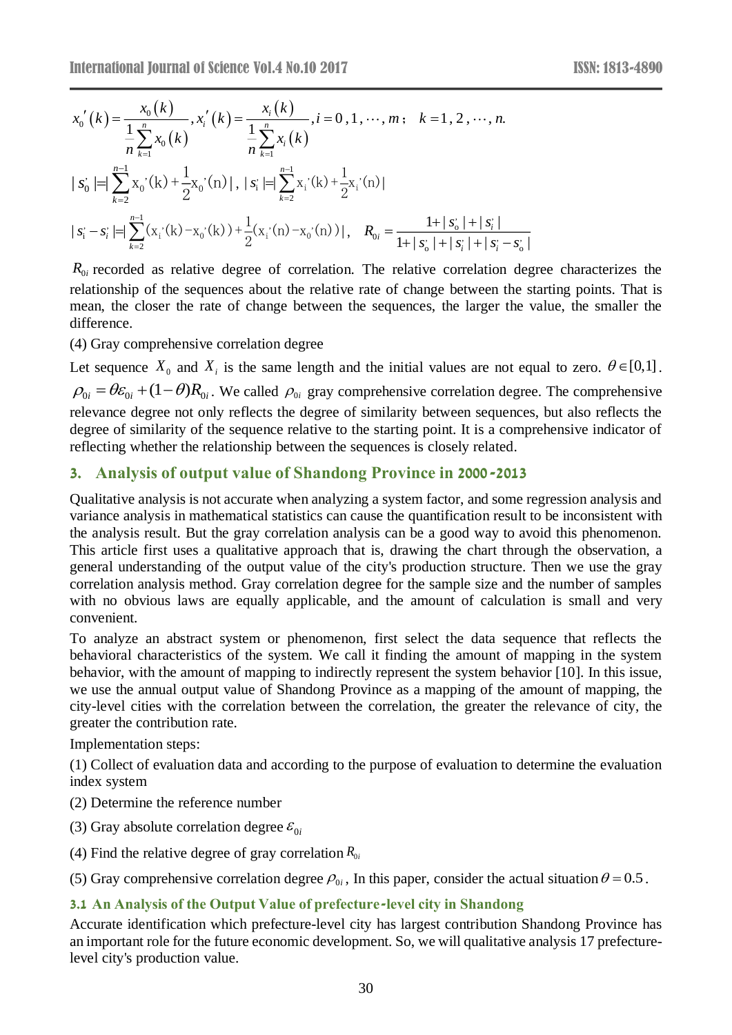$$x_0'(k)=\frac{x_0(k)}{\frac{1}{n}\sum_{k=1}^{n}x_0(k)},\ x_i'(k)=\frac{x_i(k)}{\frac{1}{n}\sum_{k=1}^{n}x_i(k)},\ i=0,1,\cdots,m;\quad k=1,2,\cdots,n.$$

$$|s_0'|=|\sum_{k=2}^{n-1}x_0'(k)+\frac{1}{2}x_0'(n)|,\ |s_i'|=|\sum_{k=2}^{n-1}x_i'(k)+\frac{1}{2}x_i'(n)|$$

$$|s_i'-s_i'|=|\sum_{k=2}^{n-1}(x_i'(k)-x_0'(k))+\frac{1}{2}(x_i'(n)-x_0'(n))|,\quad R_{0i}=\frac{1+|s_o'|+|s_i'|}{1+|s_o'|+|s_i'|+|s_i'-s_o'|}$$

$R_{0i}$ recorded as relative degree of correlation. The relative correlation degree characterizes the relationship of the sequences about the relative rate of change between the starting points. That is mean, the closer the rate of change between the sequences, the larger the value, the smaller the difference.

(4) Gray comprehensive correlation degree

Let sequence $X_0$ and $X_i$ is the same length and the initial values are not equal to zero. $\theta\in[0,1]$. $\rho_{0i}=\theta\varepsilon_{0i}+(1-\theta)R_{0i}$. We called $\rho_{0i}$ gray comprehensive correlation degree. The comprehensive relevance degree not only reflects the degree of similarity between sequences, but also reflects the degree of similarity of the sequence relative to the starting point. It is a comprehensive indicator of reflecting whether the relationship between the sequences is closely related.

## 3. Analysis of output value of Shandong Province in 2000-2013

Qualitative analysis is not accurate when analyzing a system factor, and some regression analysis and variance analysis in mathematical statistics can cause the quantification result to be inconsistent with the analysis result. But the gray correlation analysis can be a good way to avoid this phenomenon. This article first uses a qualitative approach that is, drawing the chart through the observation, a general understanding of the output value of the city's production structure. Then we use the gray correlation analysis method. Gray correlation degree for the sample size and the number of samples with no obvious laws are equally applicable, and the amount of calculation is small and very convenient.

To analyze an abstract system or phenomenon, first select the data sequence that reflects the behavioral characteristics of the system. We call it finding the amount of mapping in the system behavior, with the amount of mapping to indirectly represent the system behavior [10]. In this issue, we use the annual output value of Shandong Province as a mapping of the amount of mapping, the city-level cities with the correlation between the correlation, the greater the relevance of city, the greater the contribution rate.

Implementation steps:

(1) Collect of evaluation data and according to the purpose of evaluation to determine the evaluation index system

(2) Determine the reference number

(3) Gray absolute correlation degree $\varepsilon_{0i}$

(4) Find the relative degree of gray correlation $R_{0i}$

(5) Gray comprehensive correlation degree $\rho_{0i}$, In this paper, consider the actual situation $\theta=0.5$.

### 3.1 An Analysis of the Output Value of prefecture-level city in Shandong

Accurate identification which prefecture-level city has largest contribution Shandong Province has an important role for the future economic development. So, we will qualitative analysis 17 prefecture-level city's production value.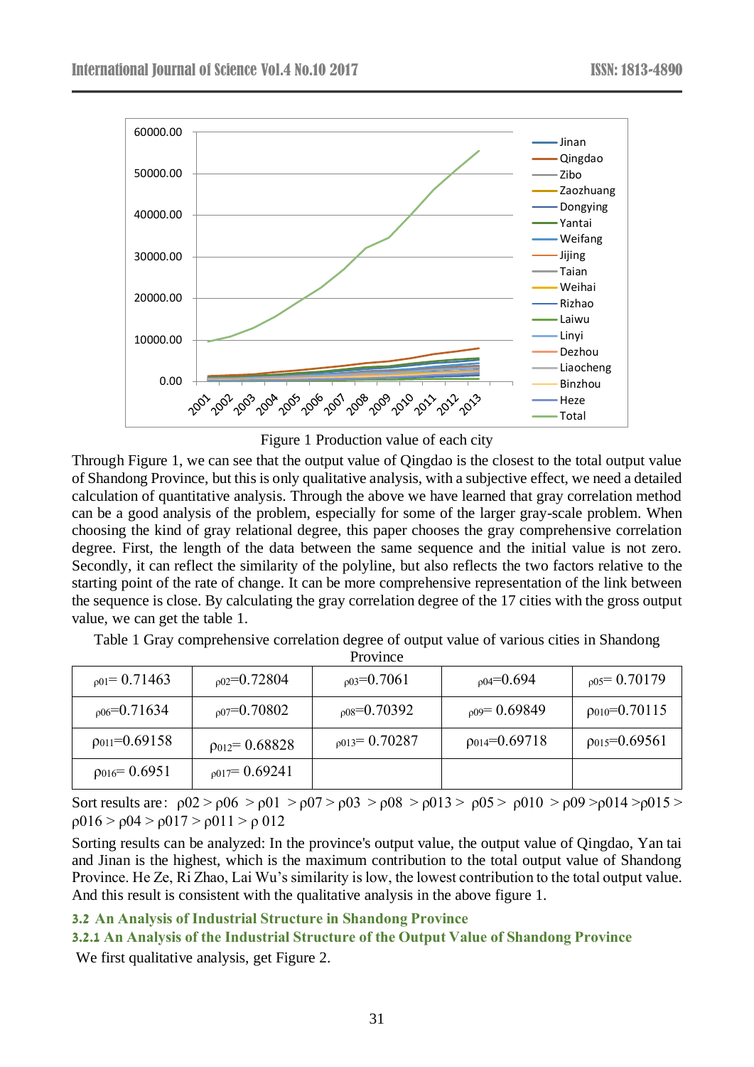Figure 1 Production value of each city

Through Figure 1, we can see that the output value of Qingdao is the closest to the total output value of Shandong Province, but this is only qualitative analysis, with a subjective effect, we need a detailed calculation of quantitative analysis. Through the above we have learned that gray correlation method can be a good analysis of the problem, especially for some of the larger gray-scale problem. When choosing the kind of gray relational degree, this paper chooses the gray comprehensive correlation degree. First, the length of the data between the same sequence and the initial value is not zero. Secondly, it can reflect the similarity of the polyline, but also reflects the two factors relative to the starting point of the rate of change. It can be more comprehensive representation of the link between the sequence is close. By calculating the gray correlation degree of the 17 cities with the gross output value, we can get the table 1.

Table 1 Gray comprehensive correlation degree of output value of various cities in Shandong Province

| $\rho_{01}$= 0.71463 | $\rho_{02}$=0.72804 | $\rho_{03}$=0.7061 | $\rho_{04}$=0.694 | $\rho_{05}$= 0.70179 |
|---|---|---|---|---|
| $\rho_{06}$=0.71634 | $\rho_{07}$=0.70802 | $\rho_{08}$=0.70392 | $\rho_{09}$= 0.69849 | $\rho_{010}$=0.70115 |
| $\rho_{011}$=0.69158 | $\rho_{012}$= 0.68828 | $\rho_{013}$= 0.70287 | $\rho_{014}$=0.69718 | $\rho_{015}$=0.69561 |
| $\rho_{016}$= 0.6951 | $\rho_{017}$= 0.69241 | | | |

Sort results are: $\rho02 > \rho06 > \rho01 > \rho07 > \rho03 > \rho08 > \rho013 > \rho05 > \rho010 > \rho09 > \rho014 > \rho015 > \rho016 > \rho04 > \rho017 > \rho011 > \rho012$

Sorting results can be analyzed: In the province's output value, the output value of Qingdao, Yan tai and Jinan is the highest, which is the maximum contribution to the total output value of Shandong Province. He Ze, Ri Zhao, Lai Wu's similarity is low, the lowest contribution to the total output value. And this result is consistent with the qualitative analysis in the above figure 1.

### 3.2 An Analysis of Industrial Structure in Shandong Province

#### 3.2.1 An Analysis of the Industrial Structure of the Output Value of Shandong Province

We first qualitative analysis, get Figure 2.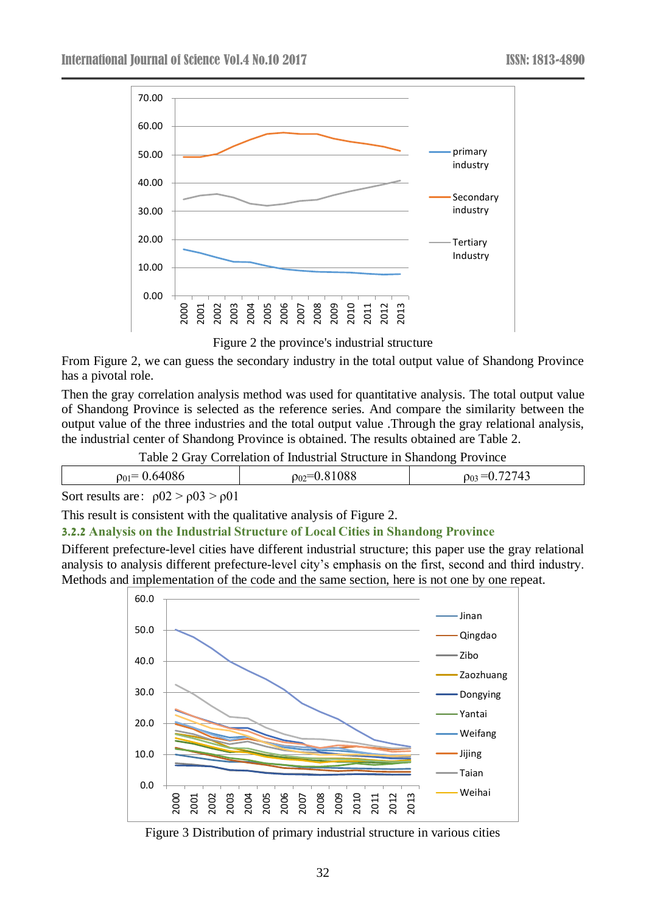Figure 2 the province's industrial structure

From Figure 2, we can guess the secondary industry in the total output value of Shandong Province has a pivotal role.

Then the gray correlation analysis method was used for quantitative analysis. The total output value of Shandong Province is selected as the reference series. And compare the similarity between the output value of the three industries and the total output value .Through the gray relational analysis, the industrial center of Shandong Province is obtained. The results obtained are Table 2.

Table 2 Gray Correlation of Industrial Structure in Shandong Province

| $\rho_{01}$= 0.64086 | $\rho_{02}$=0.81088 | $\rho_{03}$ =0.72743 |
|---|---|---|

Sort results are： $\rho02 > \rho03 > \rho01$

This result is consistent with the qualitative analysis of Figure 2.

### 3.2.2 Analysis on the Industrial Structure of Local Cities in Shandong Province

Different prefecture-level cities have different industrial structure; this paper use the gray relational analysis to analysis different prefecture-level city's emphasis on the first, second and third industry. Methods and implementation of the code and the same section, here is not one by one repeat.

Figure 3 Distribution of primary industrial structure in various cities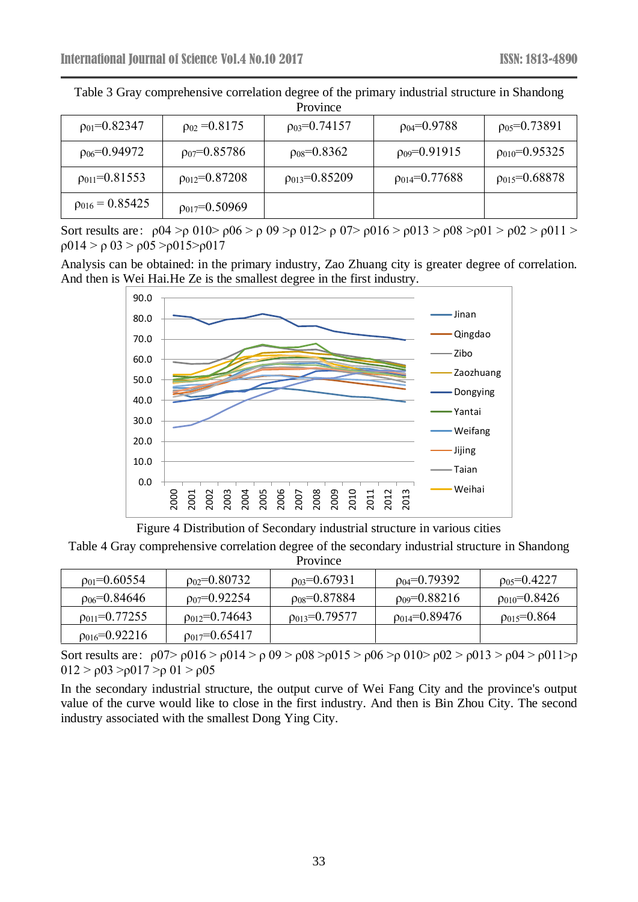Table 3 Gray comprehensive correlation degree of the primary industrial structure in Shandong Province

| $\rho_{01}$=0.82347 | $\rho_{02}$ =0.8175 | $\rho_{03}$=0.74157 | $\rho_{04}$=0.9788 | $\rho_{05}$=0.73891 |
|---|---|---|---|---|
| $\rho_{06}$=0.94972 | $\rho_{07}$=0.85786 | $\rho_{08}$=0.8362 | $\rho_{09}$=0.91915 | $\rho_{010}$=0.95325 |
| $\rho_{011}$=0.81553 | $\rho_{012}$=0.87208 | $\rho_{013}$=0.85209 | $\rho_{014}$=0.77688 | $\rho_{015}$=0.68878 |
| $\rho_{016}$ = 0.85425 | $\rho_{017}$=0.50969 | | | |

Sort results are: $\rho_{04} > \rho_{010} > \rho_{06} > \rho_{09} > \rho_{012} > \rho_{07} > \rho_{016} > \rho_{013} > \rho_{08} > \rho_{01} > \rho_{02} > \rho_{011} > \rho_{014} > \rho_{03} > \rho_{05} > \rho_{015} > \rho_{017}$

Analysis can be obtained: in the primary industry, Zao Zhuang city is greater degree of correlation. And then is Wei Hai.He Ze is the smallest degree in the first industry.

Figure 4 Distribution of Secondary industrial structure in various cities

Table 4 Gray comprehensive correlation degree of the secondary industrial structure in Shandong Province

| $\rho_{01}$=0.60554 | $\rho_{02}$=0.80732 | $\rho_{03}$=0.67931 | $\rho_{04}$=0.79392 | $\rho_{05}$=0.4227 |
|---|---|---|---|---|
| $\rho_{06}$=0.84646 | $\rho_{07}$=0.92254 | $\rho_{08}$=0.87884 | $\rho_{09}$=0.88216 | $\rho_{010}$=0.8426 |
| $\rho_{011}$=0.77255 | $\rho_{012}$=0.74643 | $\rho_{013}$=0.79577 | $\rho_{014}$=0.89476 | $\rho_{015}$=0.864 |
| $\rho_{016}$=0.92216 | $\rho_{017}$=0.65417 | | | |

Sort results are: $\rho_{07} > \rho_{016} > \rho_{014} > \rho_{09} > \rho_{08} > \rho_{015} > \rho_{06} > \rho_{010} > \rho_{02} > \rho_{013} > \rho_{04} > \rho_{011} > \rho_{012} > \rho_{03} > \rho_{017} > \rho_{01} > \rho_{05}$

In the secondary industrial structure, the output curve of Wei Fang City and the province's output value of the curve would like to close in the first industry. And then is Bin Zhou City. The second industry associated with the smallest Dong Ying City.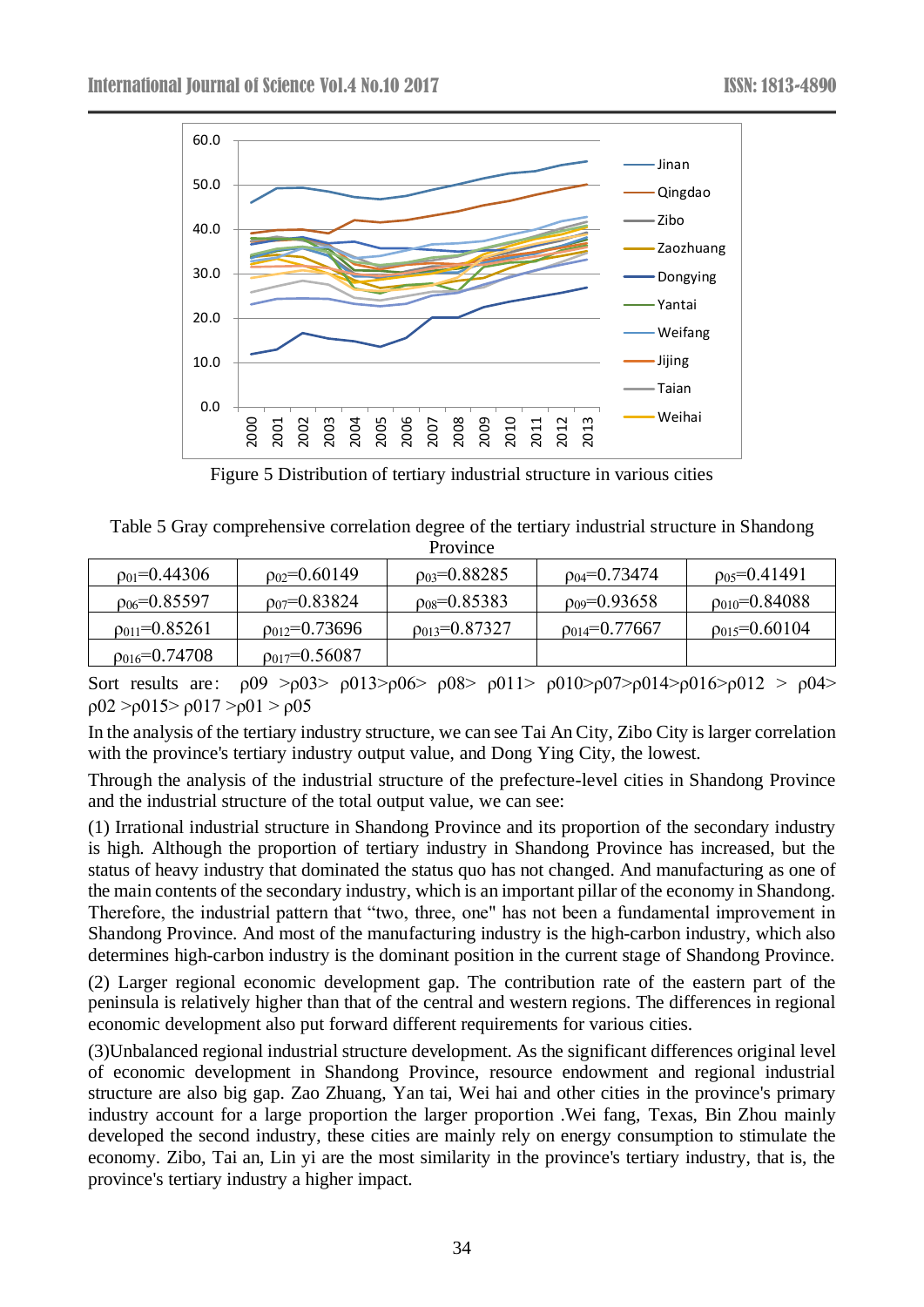Figure 5 Distribution of tertiary industrial structure in various cities

Table 5 Gray comprehensive correlation degree of the tertiary industrial structure in Shandong Province

| | | | | |
|---|---|---|---|---|
| $\rho_{01}$=0.44306 | $\rho_{02}$=0.60149 | $\rho_{03}$=0.88285 | $\rho_{04}$=0.73474 | $\rho_{05}$=0.41491 |
| $\rho_{06}$=0.85597 | $\rho_{07}$=0.83824 | $\rho_{08}$=0.85383 | $\rho_{09}$=0.93658 | $\rho_{010}$=0.84088 |
| $\rho_{011}$=0.85261 | $\rho_{012}$=0.73696 | $\rho_{013}$=0.87327 | $\rho_{014}$=0.77667 | $\rho_{015}$=0.60104 |
| $\rho_{016}$=0.74708 | $\rho_{017}$=0.56087 | | | |

Sort results are: $\rho_{09} > \rho_{03} > \rho_{013} > \rho_{06} > \rho_{08} > \rho_{011} > \rho_{010} > \rho_{07} > \rho_{014} > \rho_{016} > \rho_{012} > \rho_{04} > \rho_{02} > \rho_{015} > \rho_{017} > \rho_{01} > \rho_{05}$

In the analysis of the tertiary industry structure, we can see Tai An City, Zibo City is larger correlation with the province's tertiary industry output value, and Dong Ying City, the lowest.

Through the analysis of the industrial structure of the prefecture-level cities in Shandong Province and the industrial structure of the total output value, we can see:

(1) Irrational industrial structure in Shandong Province and its proportion of the secondary industry is high. Although the proportion of tertiary industry in Shandong Province has increased, but the status of heavy industry that dominated the status quo has not changed. And manufacturing as one of the main contents of the secondary industry, which is an important pillar of the economy in Shandong. Therefore, the industrial pattern that "two, three, one" has not been a fundamental improvement in Shandong Province. And most of the manufacturing industry is the high-carbon industry, which also determines high-carbon industry is the dominant position in the current stage of Shandong Province.

(2) Larger regional economic development gap. The contribution rate of the eastern part of the peninsula is relatively higher than that of the central and western regions. The differences in regional economic development also put forward different requirements for various cities.

(3)Unbalanced regional industrial structure development. As the significant differences original level of economic development in Shandong Province, resource endowment and regional industrial structure are also big gap. Zao Zhuang, Yan tai, Wei hai and other cities in the province's primary industry account for a large proportion the larger proportion .Wei fang, Texas, Bin Zhou mainly developed the second industry, these cities are mainly rely on energy consumption to stimulate the economy. Zibo, Tai an, Lin yi are the most similarity in the province's tertiary industry, that is, the province's tertiary industry a higher impact.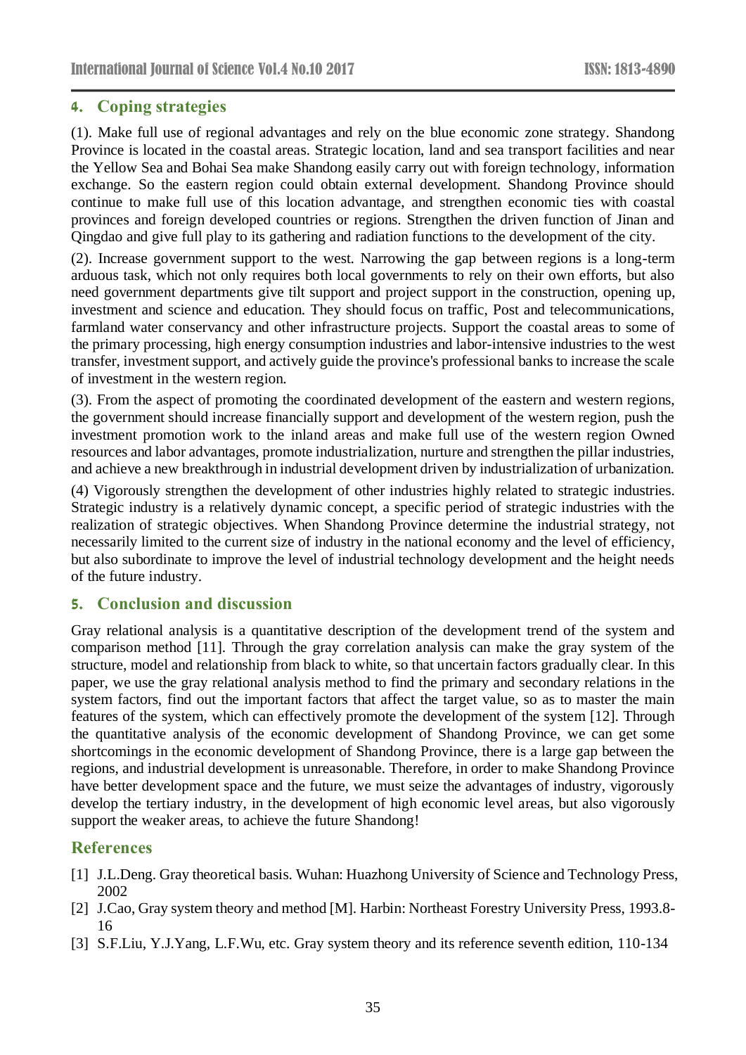## 4. Coping strategies

(1). Make full use of regional advantages and rely on the blue economic zone strategy. Shandong Province is located in the coastal areas. Strategic location, land and sea transport facilities and near the Yellow Sea and Bohai Sea make Shandong easily carry out with foreign technology, information exchange. So the eastern region could obtain external development. Shandong Province should continue to make full use of this location advantage, and strengthen economic ties with coastal provinces and foreign developed countries or regions. Strengthen the driven function of Jinan and Qingdao and give full play to its gathering and radiation functions to the development of the city.

(2). Increase government support to the west. Narrowing the gap between regions is a long-term arduous task, which not only requires both local governments to rely on their own efforts, but also need government departments give tilt support and project support in the construction, opening up, investment and science and education. They should focus on traffic, Post and telecommunications, farmland water conservancy and other infrastructure projects. Support the coastal areas to some of the primary processing, high energy consumption industries and labor-intensive industries to the west transfer, investment support, and actively guide the province's professional banks to increase the scale of investment in the western region.

(3). From the aspect of promoting the coordinated development of the eastern and western regions, the government should increase financially support and development of the western region, push the investment promotion work to the inland areas and make full use of the western region Owned resources and labor advantages, promote industrialization, nurture and strengthen the pillar industries, and achieve a new breakthrough in industrial development driven by industrialization of urbanization.

(4) Vigorously strengthen the development of other industries highly related to strategic industries. Strategic industry is a relatively dynamic concept, a specific period of strategic industries with the realization of strategic objectives. When Shandong Province determine the industrial strategy, not necessarily limited to the current size of industry in the national economy and the level of efficiency, but also subordinate to improve the level of industrial technology development and the height needs of the future industry.

## 5. Conclusion and discussion

Gray relational analysis is a quantitative description of the development trend of the system and comparison method [11]. Through the gray correlation analysis can make the gray system of the structure, model and relationship from black to white, so that uncertain factors gradually clear. In this paper, we use the gray relational analysis method to find the primary and secondary relations in the system factors, find out the important factors that affect the target value, so as to master the main features of the system, which can effectively promote the development of the system [12]. Through the quantitative analysis of the economic development of Shandong Province, we can get some shortcomings in the economic development of Shandong Province, there is a large gap between the regions, and industrial development is unreasonable. Therefore, in order to make Shandong Province have better development space and the future, we must seize the advantages of industry, vigorously develop the tertiary industry, in the development of high economic level areas, but also vigorously support the weaker areas, to achieve the future Shandong!

## References

[1] J.L.Deng. Gray theoretical basis. Wuhan: Huazhong University of Science and Technology Press, 2002

[2] J.Cao, Gray system theory and method [M]. Harbin: Northeast Forestry University Press, 1993.8-16

[3] S.F.Liu, Y.J.Yang, L.F.Wu, etc. Gray system theory and its reference seventh edition, 110-134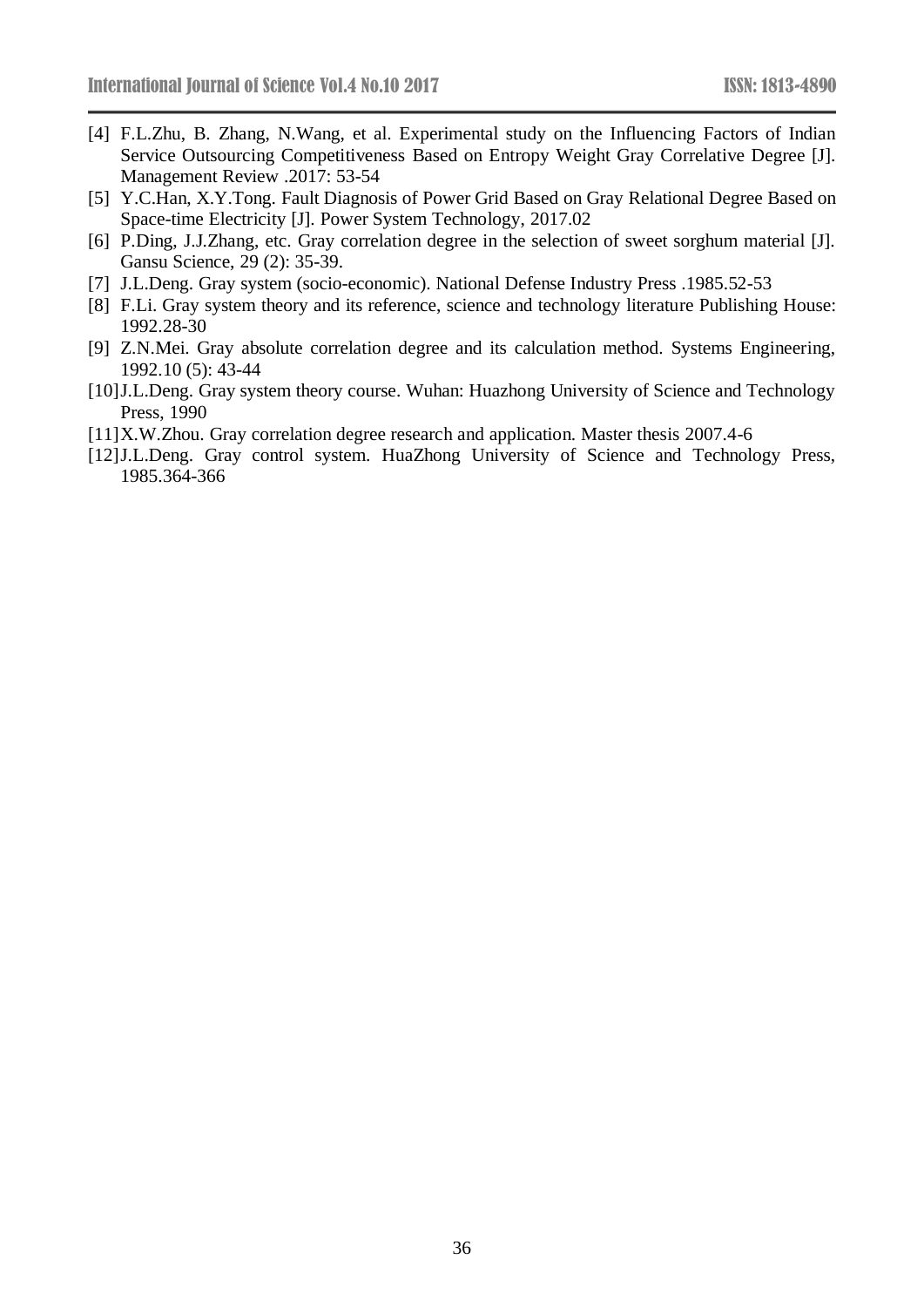[4] F.L.Zhu, B. Zhang, N.Wang, et al. Experimental study on the Influencing Factors of Indian Service Outsourcing Competitiveness Based on Entropy Weight Gray Correlative Degree [J]. Management Review .2017: 53-54

[5] Y.C.Han, X.Y.Tong. Fault Diagnosis of Power Grid Based on Gray Relational Degree Based on Space-time Electricity [J]. Power System Technology, 2017.02

[6] P.Ding, J.J.Zhang, etc. Gray correlation degree in the selection of sweet sorghum material [J]. Gansu Science, 29 (2): 35-39.

[7] J.L.Deng. Gray system (socio-economic). National Defense Industry Press .1985.52-53

[8] F.Li. Gray system theory and its reference, science and technology literature Publishing House: 1992.28-30

[9] Z.N.Mei. Gray absolute correlation degree and its calculation method. Systems Engineering, 1992.10 (5): 43-44

[10] J.L.Deng. Gray system theory course. Wuhan: Huazhong University of Science and Technology Press, 1990

[11] X.W.Zhou. Gray correlation degree research and application. Master thesis 2007.4-6

[12] J.L.Deng. Gray control system. HuaZhong University of Science and Technology Press, 1985.364-366